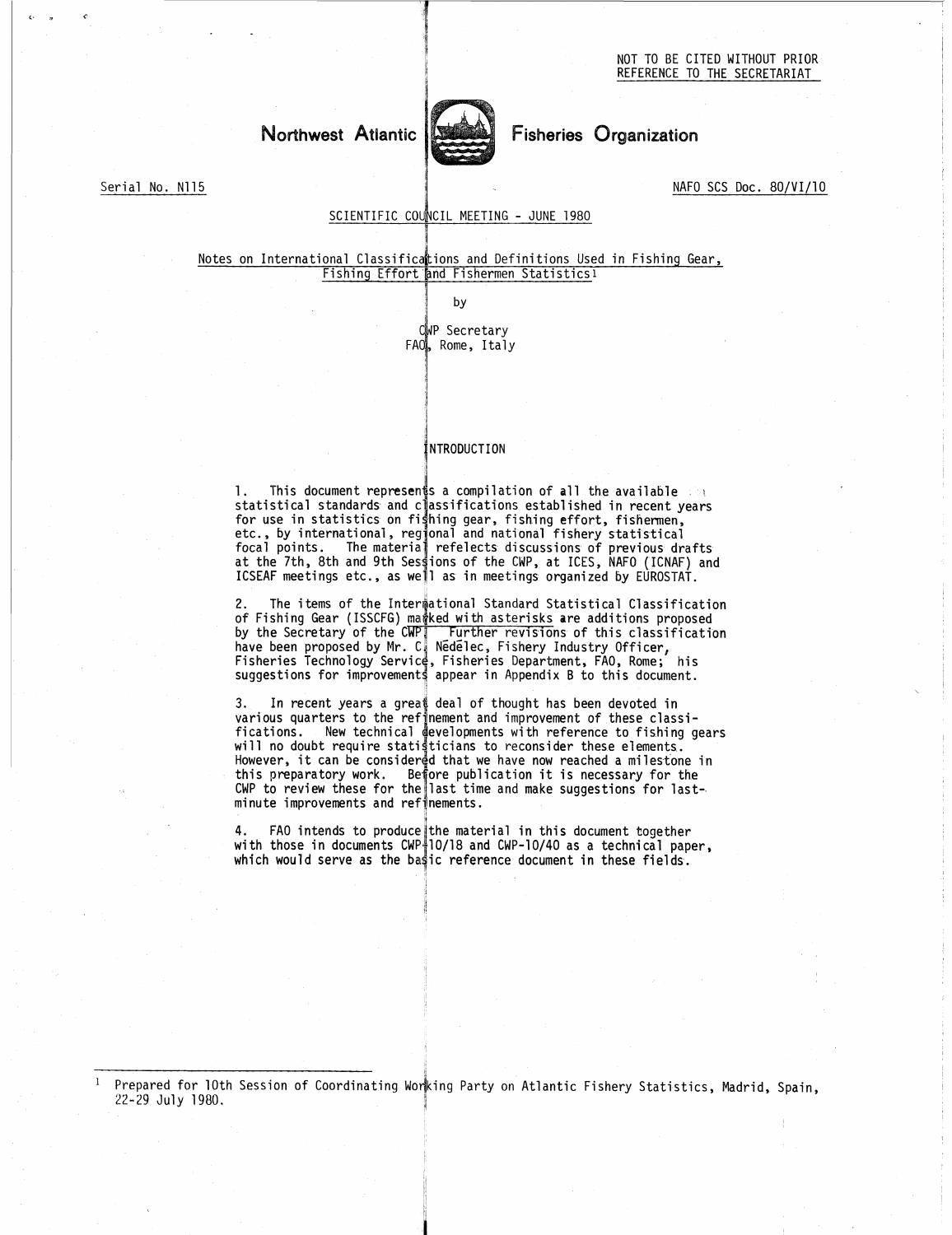NOT TO BE CITED WITHOUT PRIOR REFERENCE TO THE SECRETARIAT

Northwest Atlantic Fisheries Organization

Serial No. N115

NAFO SCS Doc. 80/VI/10

SCIENTIFIC COUNCIL MEETING - JUNE 1980

## Notes on International Classifications and Definitions Used in Fishing Gear, Fishing Effort and Fishermen Statistics[1]

by

CWP Secretary
FAO, Rome, Italy

### INTRODUCTION

1. This document represents a compilation of all the available statistical standards and classifications established in recent years for use in statistics on fishing gear, fishing effort, fishermen, etc., by international, regional and national fishery statistical focal points. The material refelects discussions of previous drafts at the 7th, 8th and 9th Sessions of the CWP, at ICES, NAFO (ICNAF) and ICSEAF meetings etc., as well as in meetings organized by EUROSTAT.

2. The items of the International Standard Statistical Classification of Fishing Gear (ISSCFG) marked with asterisks are additions proposed by the Secretary of the CWP. Further revisions of this classification have been proposed by Mr. C. Nédélec, Fishery Industry Officer, Fisheries Technology Service, Fisheries Department, FAO, Rome; his suggestions for improvements appear in Appendix B to this document.

3. In recent years a great deal of thought has been devoted in various quarters to the refinement and improvement of these classifications. New technical developments with reference to fishing gears will no doubt require statisticians to reconsider these elements. However, it can be considered that we have now reached a milestone in this preparatory work. Before publication it is necessary for the CWP to review these for the last time and make suggestions for last-minute improvements and refinements.

4. FAO intends to produce the material in this document together with those in documents CWP-10/18 and CWP-10/40 as a technical paper, which would serve as the basic reference document in these fields.

---

[1] Prepared for 10th Session of Coordinating Working Party on Atlantic Fishery Statistics, Madrid, Spain, 22-29 July 1980.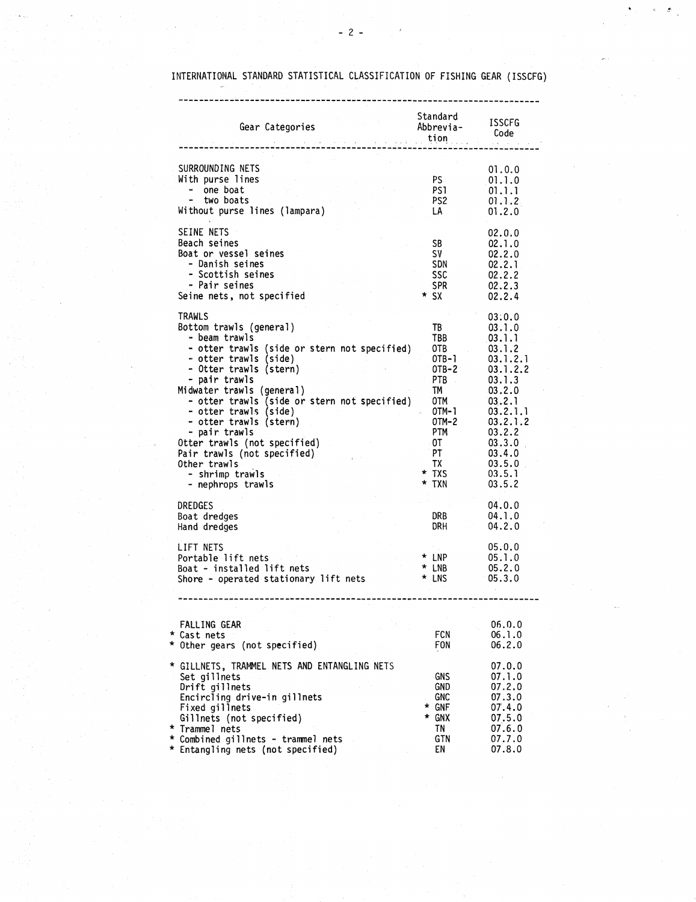INTERNATIONAL STANDARD STATISTICAL CLASSIFICATION OF FISHING GEAR (ISSCFG)

| Gear Categories | Standard Abbreviation | ISSCFG Code |
|---|---|---|
| SURROUNDING NETS | | 01.0.0 |
| With purse lines | PS | 01.1.0 |
| - one boat | PS1 | 01.1.1 |
| - two boats | PS2 | 01.1.2 |
| Without purse lines (lampara) | LA | 01.2.0 |
| SEINE NETS | | 02.0.0 |
| Beach seines | SB | 02.1.0 |
| Boat or vessel seines | SV | 02.2.0 |
| - Danish seines | SDN | 02.2.1 |
| - Scottish seines | SSC | 02.2.2 |
| - Pair seines | SPR | 02.2.3 |
| Seine nets, not specified | * SX | 02.2.4 |
| TRAWLS | | 03.0.0 |
| Bottom trawls (general) | TB | 03.1.0 |
| - beam trawls | TBB | 03.1.1 |
| - otter trawls (side or stern not specified) | OTB | 03.1.2 |
| - otter trawls (side) | OTB-1 | 03.1.2.1 |
| - Otter trawls (stern) | OTB-2 | 03.1.2.2 |
| - pair trawls | PTB | 03.1.3 |
| Midwater trawls (general) | TM | 03.2.0 |
| - otter trawls (side or stern not specified) | OTM | 03.2.1 |
| - otter trawls (side) | OTM-1 | 03.2.1.1 |
| - otter trawls (stern) | OTM-2 | 03.2.1.2 |
| - pair trawls | PTM | 03.2.2 |
| Otter trawls (not specified) | OT | 03.3.0 |
| Pair trawls (not specified) | PT | 03.4.0 |
| Other trawls | TX | 03.5.0 |
| - shrimp trawls | * TXS | 03.5.1 |
| - nephrops trawls | * TXN | 03.5.2 |
| DREDGES | | 04.0.0 |
| Boat dredges | DRB | 04.1.0 |
| Hand dredges | DRH | 04.2.0 |
| LIFT NETS | | 05.0.0 |
| Portable lift nets | * LNP | 05.1.0 |
| Boat - installed lift nets | * LNB | 05.2.0 |
| Shore - operated stationary lift nets | * LNS | 05.3.0 |
| FALLING GEAR | | 06.0.0 |
| * Cast nets | FCN | 06.1.0 |
| * Other gears (not specified) | FON | 06.2.0 |
| * GILLNETS, TRAMMEL NETS AND ENTANGLING NETS | | 07.0.0 |
| Set gillnets | GNS | 07.1.0 |
| Drift gillnets | GND | 07.2.0 |
| Encircling drive-in gillnets | GNC | 07.3.0 |
| Fixed gillnets | * GNF | 07.4.0 |
| Gillnets (not specified) | * GNX | 07.5.0 |
| * Trammel nets | TN | 07.6.0 |
| * Combined gillnets - trammel nets | GTN | 07.7.0 |
| * Entangling nets (not specified) | EN | 07.8.0 |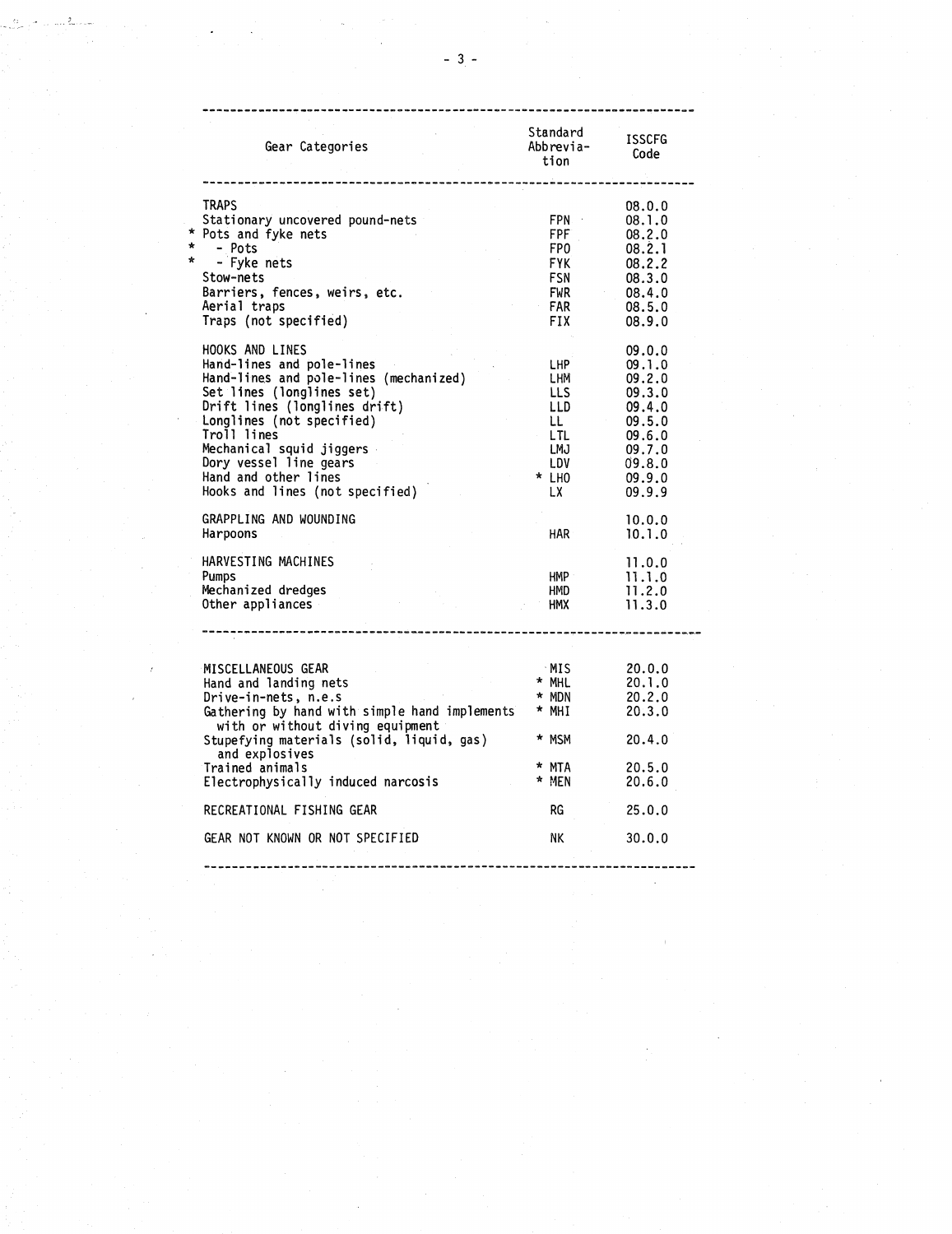| Gear Categories | Standard Abbrevia-tion | ISSCFG Code |
|---|---|---|
| TRAPS | | 08.0.0 |
| Stationary uncovered pound-nets | FPN | 08.1.0 |
| * Pots and fyke nets | FPF | 08.2.0 |
| * - Pots | FPO | 08.2.1 |
| * - Fyke nets | FYK | 08.2.2 |
| Stow-nets | FSN | 08.3.0 |
| Barriers, fences, weirs, etc. | FWR | 08.4.0 |
| Aerial traps | FAR | 08.5.0 |
| Traps (not specified) | FIX | 08.9.0 |
| | | |
| HOOKS AND LINES | | 09.0.0 |
| Hand-lines and pole-lines | LHP | 09.1.0 |
| Hand-lines and pole-lines (mechanized) | LHM | 09.2.0 |
| Set lines (longlines set) | LLS | 09.3.0 |
| Drift lines (longlines drift) | LLD | 09.4.0 |
| Longlines (not specified) | LL | 09.5.0 |
| Troll lines | LTL | 09.6.0 |
| Mechanical squid jiggers | LMJ | 09.7.0 |
| Dory vessel line gears | LDV | 09.8.0 |
| Hand and other lines | * LHO | 09.9.0 |
| Hooks and lines (not specified) | LX | 09.9.9 |
| | | |
| GRAPPLING AND WOUNDING | | 10.0.0 |
| Harpoons | HAR | 10.1.0 |
| | | |
| HARVESTING MACHINES | | 11.0.0 |
| Pumps | HMP | 11.1.0 |
| Mechanized dredges | HMD | 11.2.0 |
| Other appliances | HMX | 11.3.0 |
| | | |
| MISCELLANEOUS GEAR | MIS | 20.0.0 |
| Hand and landing nets | * MHL | 20.1.0 |
| Drive-in-nets, n.e.s | * MDN | 20.2.0 |
| Gathering by hand with simple hand implements with or without diving equipment | * MHI | 20.3.0 |
| Stupefying materials (solid, liquid, gas) and explosives | * MSM | 20.4.0 |
| Trained animals | * MTA | 20.5.0 |
| Electrophysically induced narcosis | * MEN | 20.6.0 |
| | | |
| RECREATIONAL FISHING GEAR | RG | 25.0.0 |
| | | |
| GEAR NOT KNOWN OR NOT SPECIFIED | NK | 30.0.0 |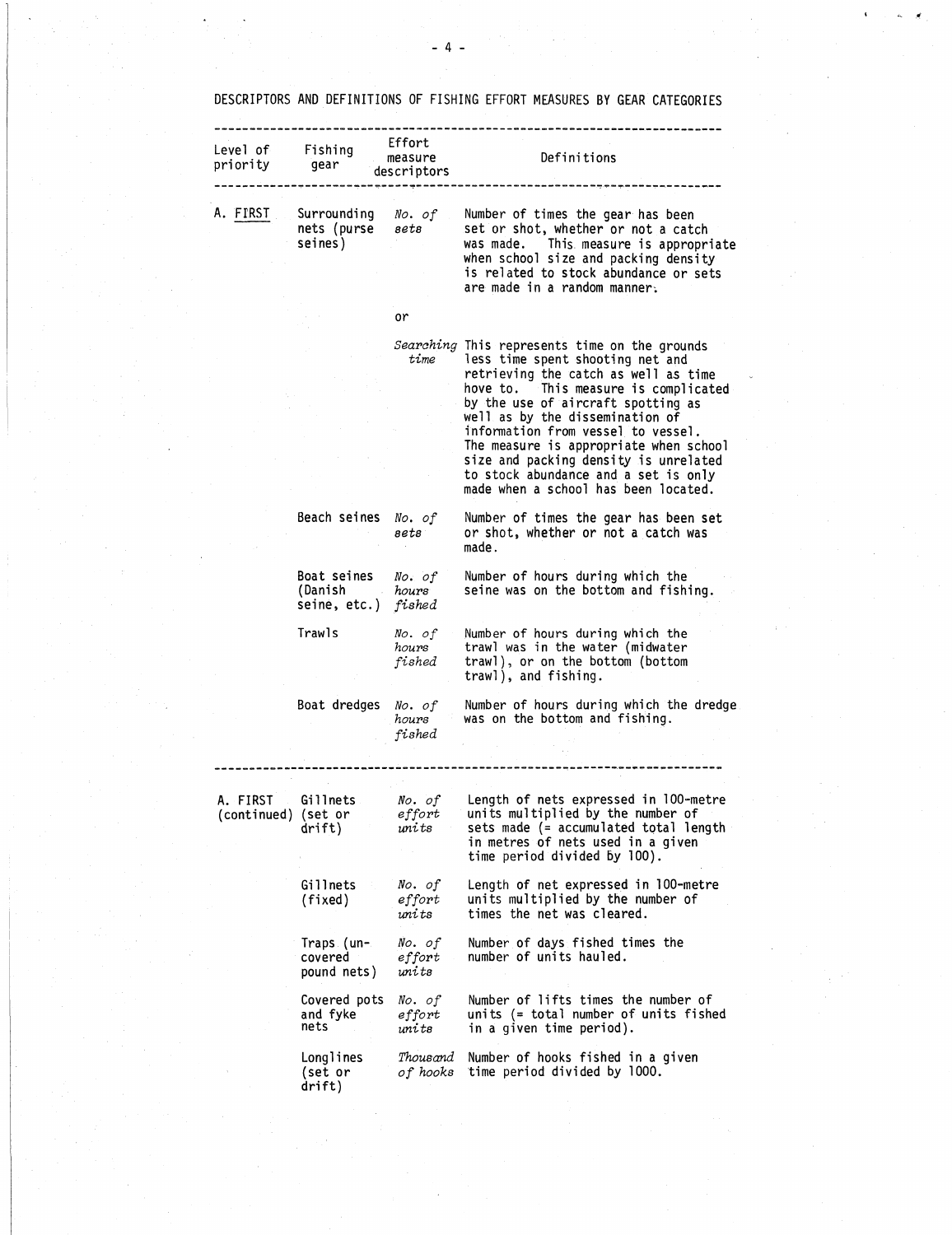DESCRIPTORS AND DEFINITIONS OF FISHING EFFORT MEASURES BY GEAR CATEGORIES

| Level of priority | Fishing gear | Effort measure descriptors | Definitions |
|---|---|---|---|
| A. FIRST | Surrounding nets (purse seines) | *No. of sets* | Number of times the gear has been set or shot, whether or not a catch was made. This measure is appropriate when school size and packing density is related to stock abundance or sets are made in a random manner. |
| | | or | |
| | | *Searching time* | This represents time on the grounds less time spent shooting net and retrieving the catch as well as time hove to. This measure is complicated by the use of aircraft spotting as well as by the dissemination of information from vessel to vessel. The measure is appropriate when school size and packing density is unrelated to stock abundance and a set is only made when a school has been located. |
| | Beach seines | *No. of sets* | Number of times the gear has been set or shot, whether or not a catch was made. |
| | Boat seines (Danish seine, etc.) | *No. of hours fished* | Number of hours during which the seine was on the bottom and fishing. |
| | Trawls | *No. of hours fished* | Number of hours during which the trawl was in the water (midwater trawl), or on the bottom (bottom trawl), and fishing. |
| | Boat dredges | *No. of hours fished* | Number of hours during which the dredge was on the bottom and fishing. |
| A. FIRST (continued) | Gillnets (set or drift) | *No. of effort units* | Length of nets expressed in 100-metre units multiplied by the number of sets made (= accumulated total length in metres of nets used in a given time period divided by 100). |
| | Gillnets (fixed) | *No. of effort units* | Length of net expressed in 100-metre units multiplied by the number of times the net was cleared. |
| | Traps (uncovered pound nets) | *No. of effort units* | Number of days fished times the number of units hauled. |
| | Covered pots and fyke nets | *No. of effort units* | Number of lifts times the number of units (= total number of units fished in a given time period). |
| | Longlines (set or drift) | *Thousand of hooks* | Number of hooks fished in a given time period divided by 1000. |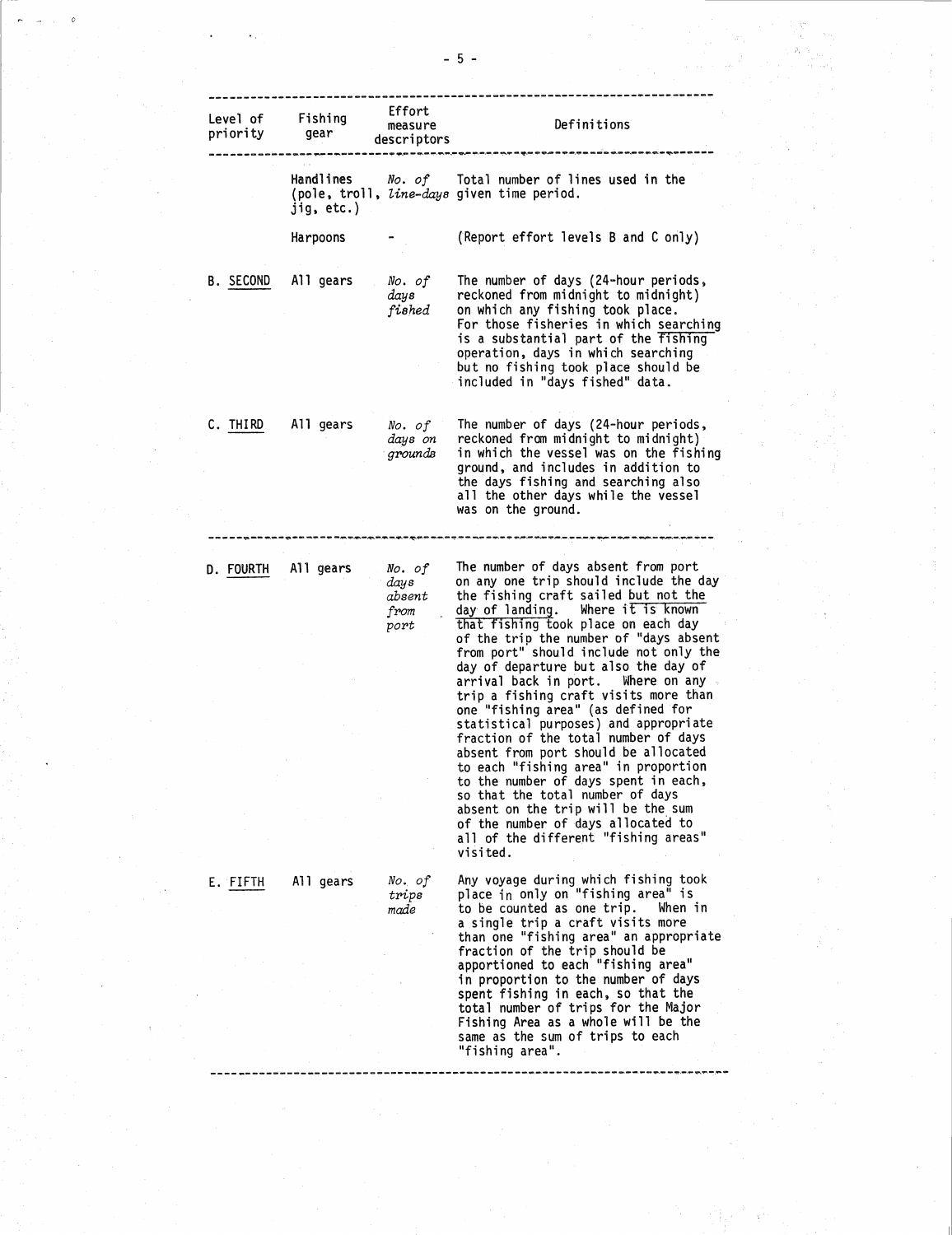| Level of priority | Fishing gear | Effort measure descriptors | Definitions |
|---|---|---|---|
| | Handlines (pole, troll, jig, etc.) | *No. of line-days* | Total number of lines used in the given time period. |
| | Harpoons | - | (Report effort levels B and C only) |
| B. <u>SECOND</u> | All gears | *No. of days fished* | The number of days (24-hour periods, reckoned from midnight to midnight) on which any fishing took place. For those fisheries in which <u>searching</u> is a substantial part of the <u>fishing</u> operation, days in which searching but no fishing took place should be included in "days fished" data. |
| C. <u>THIRD</u> | All gears | *No. of days on grounds* | The number of days (24-hour periods, reckoned from midnight to midnight) in which the vessel was on the fishing ground, and includes in addition to the days fishing and searching also all the other days while the vessel was on the ground. |
| D. <u>FOURTH</u> | All gears | *No. of days absent from port* | The number of days absent from port on any one trip should include the day the fishing craft sailed <u>but not the day of landing</u>. Where <u>it is known that fishing</u> took place on each day of the trip the number of "days absent from port" should include not only the day of departure but also the day of arrival back in port. Where on any trip a fishing craft visits more than one "fishing area" (as defined for statistical purposes) and appropriate fraction of the total number of days absent from port should be allocated to each "fishing area" in proportion to the number of days spent in each, so that the total number of days absent on the trip will be the sum of the number of days allocated to all of the different "fishing areas" visited. |
| E. <u>FIFTH</u> | All gears | *No. of trips made* | Any voyage during which fishing took place in only on "fishing area" is to be counted as one trip. When in a single trip a craft visits more than one "fishing area" an appropriate fraction of the trip should be apportioned to each "fishing area" in proportion to the number of days spent fishing in each, so that the total number of trips for the Major Fishing Area as a whole will be the same as the sum of trips to each "fishing area". |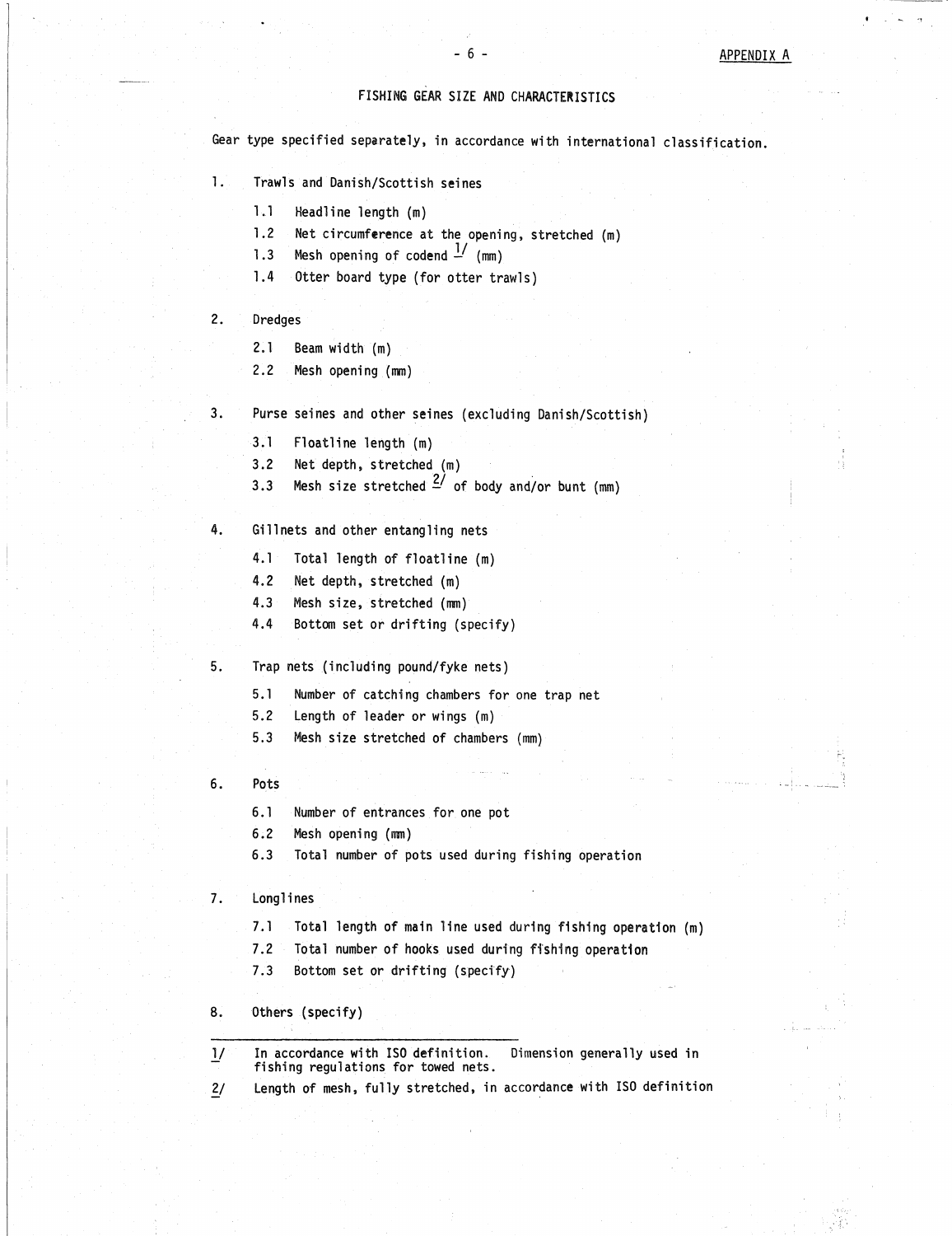APPENDIX A

## FISHING GEAR SIZE AND CHARACTERISTICS

Gear type specified separately, in accordance with international classification.

1. Trawls and Danish/Scottish seines
   - 1.1 Headline length (m)
   - 1.2 Net circumference at the opening, stretched (m)
   - 1.3 Mesh opening of codend [1/] (mm)
   - 1.4 Otter board type (for otter trawls)

2. Dredges
   - 2.1 Beam width (m)
   - 2.2 Mesh opening (mm)

3. Purse seines and other seines (excluding Danish/Scottish)
   - 3.1 Floatline length (m)
   - 3.2 Net depth, stretched (m)
   - 3.3 Mesh size stretched [2/] of body and/or bunt (mm)

4. Gillnets and other entangling nets
   - 4.1 Total length of floatline (m)
   - 4.2 Net depth, stretched (m)
   - 4.3 Mesh size, stretched (mm)
   - 4.4 Bottom set or drifting (specify)

5. Trap nets (including pound/fyke nets)
   - 5.1 Number of catching chambers for one trap net
   - 5.2 Length of leader or wings (m)
   - 5.3 Mesh size stretched of chambers (mm)

6. Pots
   - 6.1 Number of entrances for one pot
   - 6.2 Mesh opening (mm)
   - 6.3 Total number of pots used during fishing operation

7. Longlines
   - 7.1 Total length of main line used during fishing operation (m)
   - 7.2 Total number of hooks used during fishing operation
   - 7.3 Bottom set or drifting (specify)

8. Others (specify)

---

1/ In accordance with ISO definition. Dimension generally used in fishing regulations for towed nets.

2/ Length of mesh, fully stretched, in accordance with ISO definition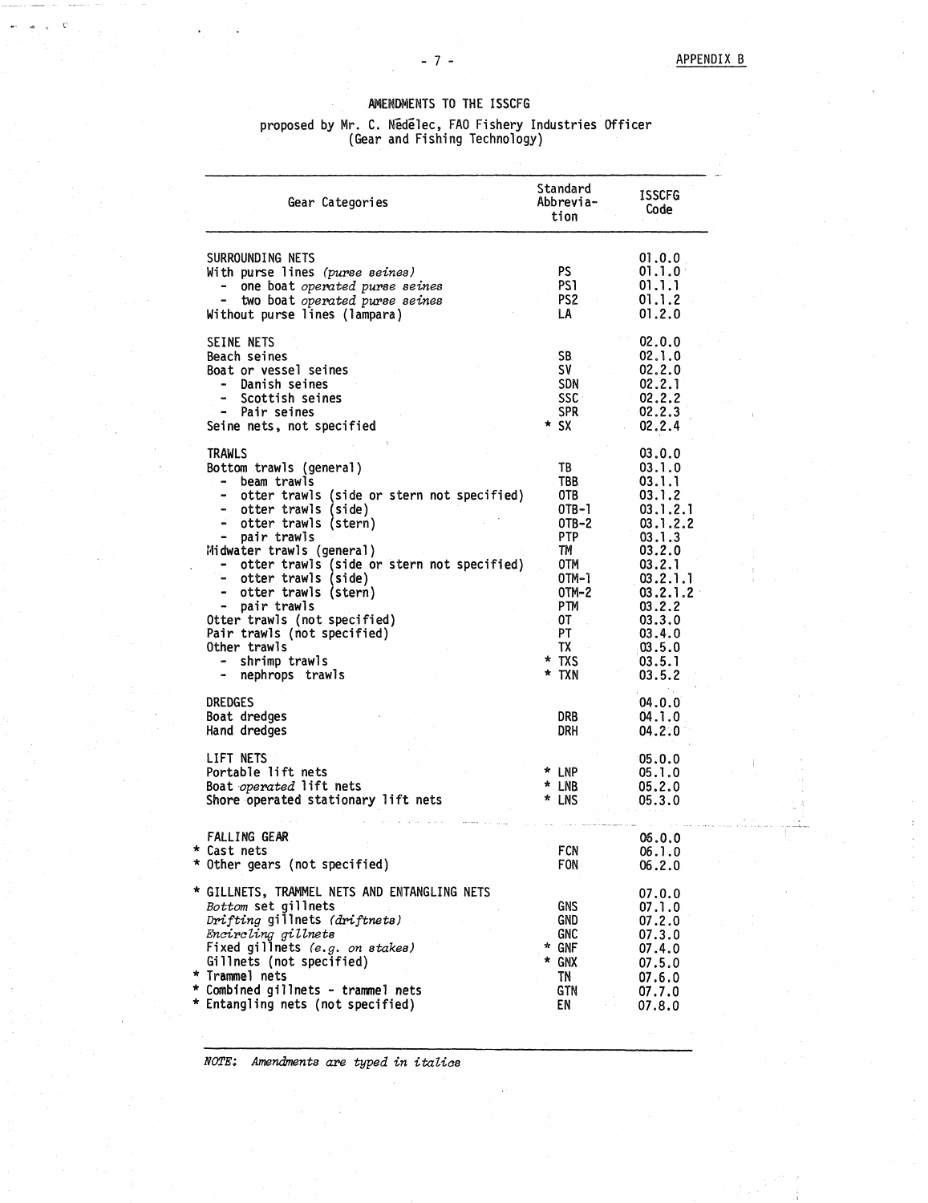APPENDIX B

## AMENDMENTS TO THE ISSCFG

proposed by Mr. C. Nédélec, FAO Fishery Industries Officer
(Gear and Fishing Technology)

| Gear Categories | Standard Abbrevia-tion | ISSCFG Code |
|---|---|---|
| SURROUNDING NETS | | 01.0.0 |
| With purse lines *(purse seines)* | PS | 01.1.0 |
| - one boat *operated purse seines* | PS1 | 01.1.1 |
| - two boat *operated purse seines* | PS2 | 01.1.2 |
| Without purse lines (lampara) | LA | 01.2.0 |
| SEINE NETS | | 02.0.0 |
| Beach seines | SB | 02.1.0 |
| Boat or vessel seines | SV | 02.2.0 |
| - Danish seines | SDN | 02.2.1 |
| - Scottish seines | SSC | 02.2.2 |
| - Pair seines | SPR | 02.2.3 |
| Seine nets, not specified | * SX | 02.2.4 |
| TRAWLS | | 03.0.0 |
| Bottom trawls (general) | TB | 03.1.0 |
| - beam trawls | TBB | 03.1.1 |
| - otter trawls (side or stern not specified) | OTB | 03.1.2 |
| - otter trawls (side) | OTB-1 | 03.1.2.1 |
| - otter trawls (stern) | OTB-2 | 03.1.2.2 |
| - pair trawls | PTP | 03.1.3 |
| Midwater trawls (general) | TM | 03.2.0 |
| - otter trawls (side or stern not specified) | OTM | 03.2.1 |
| - otter trawls (side) | OTM-1 | 03.2.1.1 |
| - otter trawls (stern) | OTM-2 | 03.2.1.2 |
| - pair trawls | PTM | 03.2.2 |
| Otter trawls (not specified) | OT | 03.3.0 |
| Pair trawls (not specified) | PT | 03.4.0 |
| Other trawls | TX | 03.5.0 |
| - shrimp trawls | * TXS | 03.5.1 |
| - nephrops trawls | * TXN | 03.5.2 |
| DREDGES | | 04.0.0 |
| Boat dredges | DRB | 04.1.0 |
| Hand dredges | DRH | 04.2.0 |
| LIFT NETS | | 05.0.0 |
| Portable lift nets | * LNP | 05.1.0 |
| Boat *operated* lift nets | * LNB | 05.2.0 |
| Shore operated stationary lift nets | * LNS | 05.3.0 |
| FALLING GEAR | | 06.0.0 |
| * Cast nets | FCN | 06.1.0 |
| * Other gears (not specified) | FON | 06.2.0 |
| * GILLNETS, TRAMMEL NETS AND ENTANGLING NETS | | 07.0.0 |
| *Bottom* set gillnets | GNS | 07.1.0 |
| *Drifting* gillnets *(driftnets)* | GND | 07.2.0 |
| *Encircling gillnets* | GNC | 07.3.0 |
| Fixed gillnets *(e.g. on stakes)* | * GNF | 07.4.0 |
| Gillnets (not specified) | * GNX | 07.5.0 |
| * Trammel nets | TN | 07.6.0 |
| * Combined gillnets - trammel nets | GTN | 07.7.0 |
| * Entangling nets (not specified) | EN | 07.8.0 |

*NOTE: Amendments are typed in italics*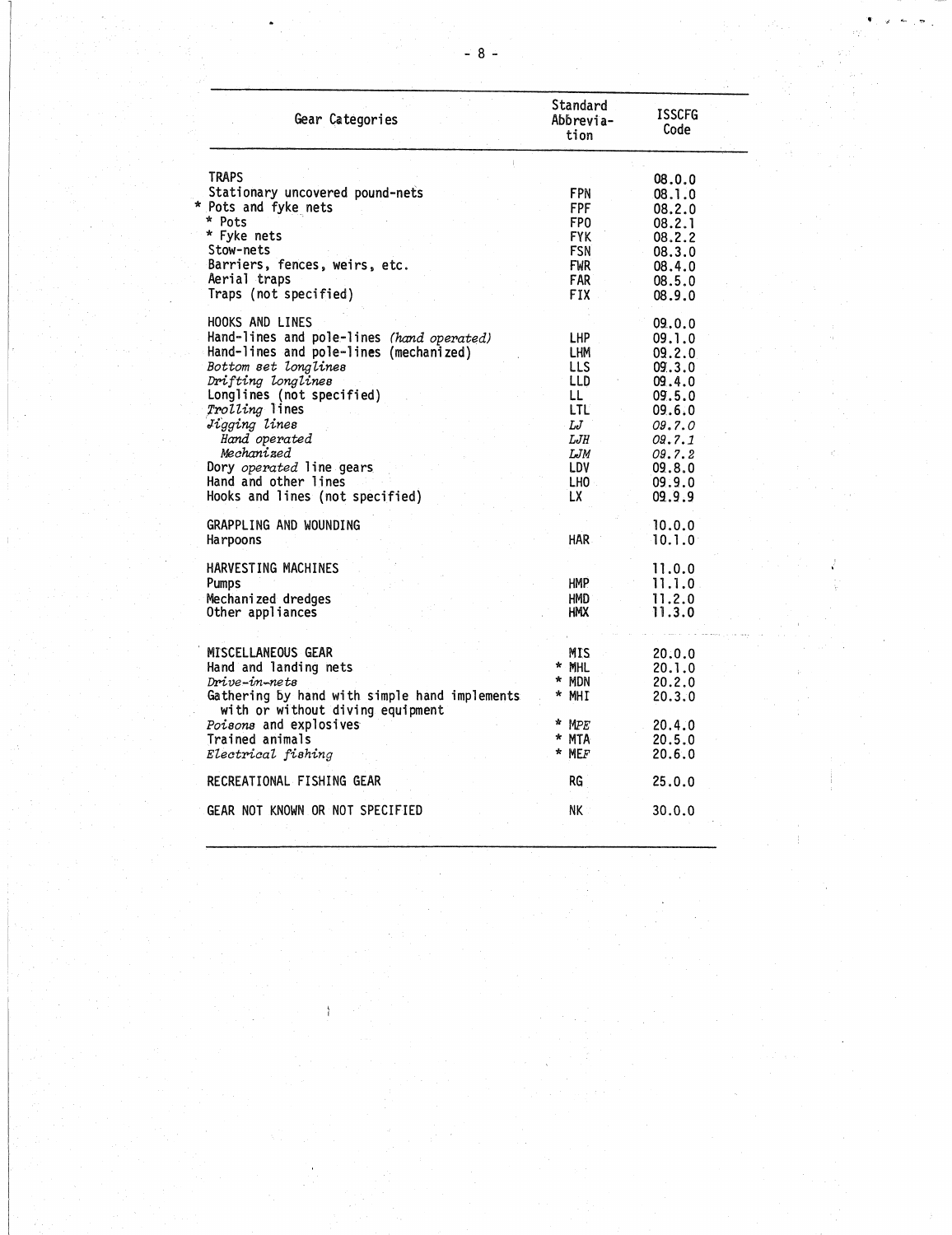| Gear Categories | Standard Abbrevia-tion | ISSCFG Code |
|---|---|---|
| TRAPS | | 08.0.0 |
| Stationary uncovered pound-nets | FPN | 08.1.0 |
| * Pots and fyke nets | FPF | 08.2.0 |
| * Pots | FPO | 08.2.1 |
| * Fyke nets | FYK | 08.2.2 |
| Stow-nets | FSN | 08.3.0 |
| Barriers, fences, weirs, etc. | FWR | 08.4.0 |
| Aerial traps | FAR | 08.5.0 |
| Traps (not specified) | FIX | 08.9.0 |
| HOOKS AND LINES | | 09.0.0 |
| Hand-lines and pole-lines *(hand operated)* | LHP | 09.1.0 |
| Hand-lines and pole-lines (mechanized) | LHM | 09.2.0 |
| *Bottom set longlines* | LLS | 09.3.0 |
| *Drifting longlines* | LLD | 09.4.0 |
| Longlines (not specified) | LL | 09.5.0 |
| *Trolling* lines | LTL | 09.6.0 |
| *Jigging lines* | *LJ* | *09.7.0* |
| *Hand operated* | *LJH* | *09.7.1* |
| *Mechanized* | *LJM* | *09.7.2* |
| Dory *operated* line gears | LDV | 09.8.0 |
| Hand and other lines | LHO | 09.9.0 |
| Hooks and lines (not specified) | LX | 09.9.9 |
| GRAPPLING AND WOUNDING | | 10.0.0 |
| Harpoons | HAR | 10.1.0 |
| HARVESTING MACHINES | | 11.0.0 |
| Pumps | HMP | 11.1.0 |
| Mechanized dredges | HMD | 11.2.0 |
| Other appliances | HMX | 11.3.0 |
| MISCELLANEOUS GEAR | MIS | 20.0.0 |
| Hand and landing nets | * MHL | 20.1.0 |
| *Drive-in-nets* | * MDN | 20.2.0 |
| Gathering by hand with simple hand implements with or without diving equipment | * MHI | 20.3.0 |
| *Poisons* and explosives | * M*PE* | 20.4.0 |
| Trained animals | * MTA | 20.5.0 |
| *Electrical fishing* | * ME*F* | 20.6.0 |
| RECREATIONAL FISHING GEAR | RG | 25.0.0 |
| GEAR NOT KNOWN OR NOT SPECIFIED | NK | 30.0.0 |